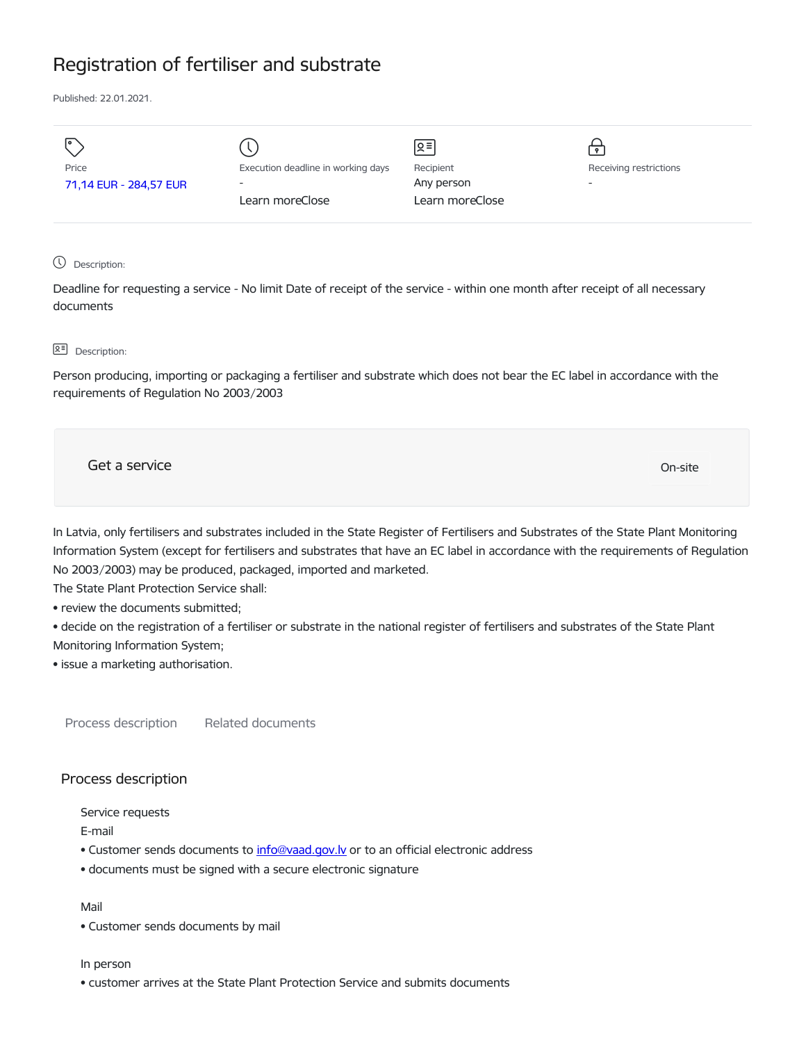# Registration of fertiliser and substrate

Published: 22.01.2021.

| Price | Execution deadline in working days | Recipient | Receiving restrictions |
|---|---|---|---|
| 71,14 EUR - 284,57 EUR | - | Any person | - |
| | Learn moreClose | Learn moreClose | |

Description:

Deadline for requesting a service - No limit Date of receipt of the service - within one month after receipt of all necessary documents

Description:

Person producing, importing or packaging a fertiliser and substrate which does not bear the EC label in accordance with the requirements of Regulation No 2003/2003

Get a service

On-site

In Latvia, only fertilisers and substrates included in the State Register of Fertilisers and Substrates of the State Plant Monitoring Information System (except for fertilisers and substrates that have an EC label in accordance with the requirements of Regulation No 2003/2003) may be produced, packaged, imported and marketed.
The State Plant Protection Service shall:

- review the documents submitted;
- decide on the registration of a fertiliser or substrate in the national register of fertilisers and substrates of the State Plant Monitoring Information System;
- issue a marketing authorisation.

Process description     Related documents

## Process description

Service requests

E-mail

- Customer sends documents to info@vaad.gov.lv or to an official electronic address
- documents must be signed with a secure electronic signature

Mail

- Customer sends documents by mail

In person

- customer arrives at the State Plant Protection Service and submits documents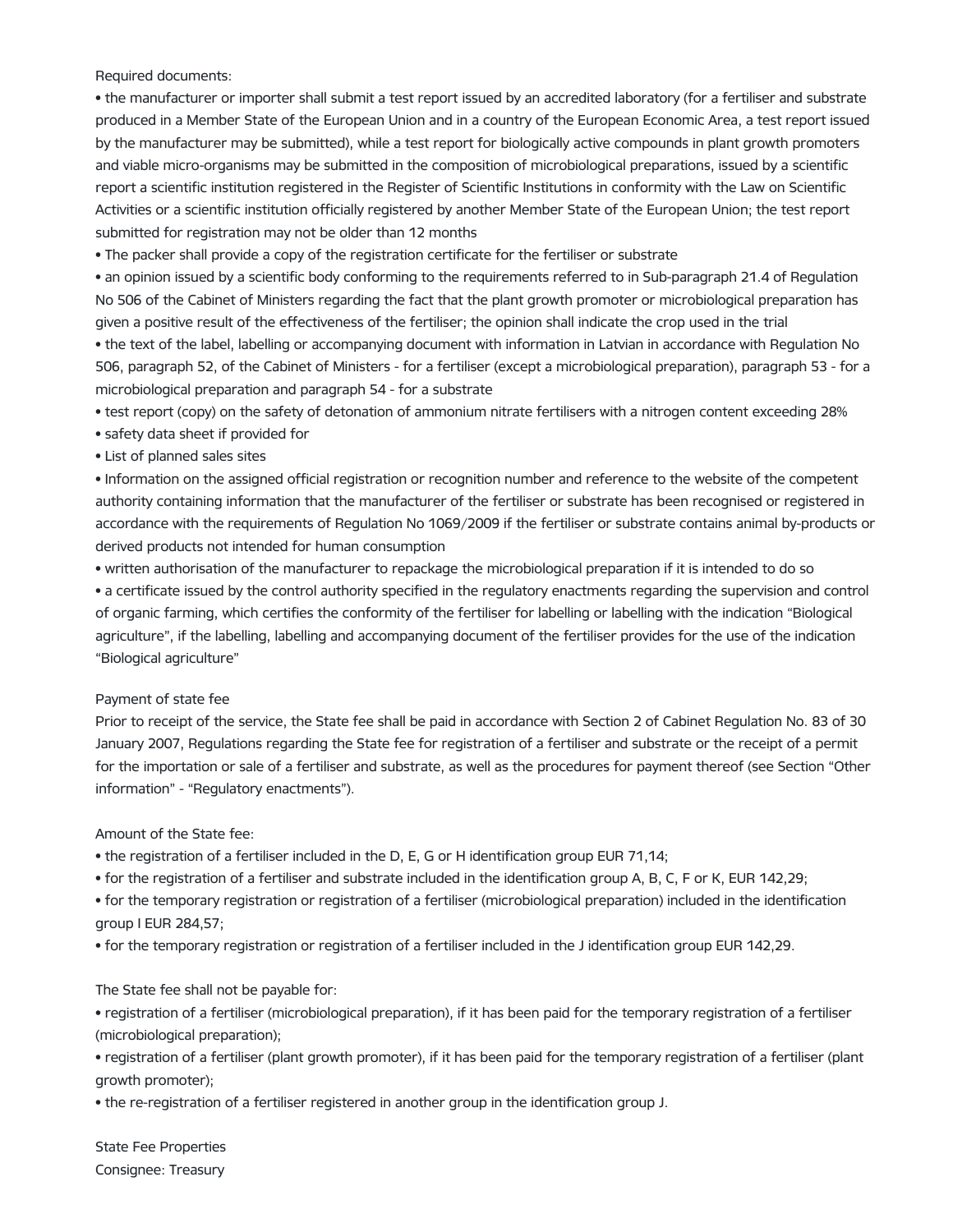Required documents:

- the manufacturer or importer shall submit a test report issued by an accredited laboratory (for a fertiliser and substrate produced in a Member State of the European Union and in a country of the European Economic Area, a test report issued by the manufacturer may be submitted), while a test report for biologically active compounds in plant growth promoters and viable micro-organisms may be submitted in the composition of microbiological preparations, issued by a scientific report a scientific institution registered in the Register of Scientific Institutions in conformity with the Law on Scientific Activities or a scientific institution officially registered by another Member State of the European Union; the test report submitted for registration may not be older than 12 months
- The packer shall provide a copy of the registration certificate for the fertiliser or substrate
- an opinion issued by a scientific body conforming to the requirements referred to in Sub-paragraph 21.4 of Regulation No 506 of the Cabinet of Ministers regarding the fact that the plant growth promoter or microbiological preparation has given a positive result of the effectiveness of the fertiliser; the opinion shall indicate the crop used in the trial
- the text of the label, labelling or accompanying document with information in Latvian in accordance with Regulation No 506, paragraph 52, of the Cabinet of Ministers - for a fertiliser (except a microbiological preparation), paragraph 53 - for a microbiological preparation and paragraph 54 - for a substrate
- test report (copy) on the safety of detonation of ammonium nitrate fertilisers with a nitrogen content exceeding 28%
- safety data sheet if provided for
- List of planned sales sites
- Information on the assigned official registration or recognition number and reference to the website of the competent authority containing information that the manufacturer of the fertiliser or substrate has been recognised or registered in accordance with the requirements of Regulation No 1069/2009 if the fertiliser or substrate contains animal by-products or derived products not intended for human consumption
- written authorisation of the manufacturer to repackage the microbiological preparation if it is intended to do so
- a certificate issued by the control authority specified in the regulatory enactments regarding the supervision and control of organic farming, which certifies the conformity of the fertiliser for labelling or labelling with the indication "Biological agriculture", if the labelling, labelling and accompanying document of the fertiliser provides for the use of the indication "Biological agriculture"

Payment of state fee

Prior to receipt of the service, the State fee shall be paid in accordance with Section 2 of Cabinet Regulation No. 83 of 30 January 2007, Regulations regarding the State fee for registration of a fertiliser and substrate or the receipt of a permit for the importation or sale of a fertiliser and substrate, as well as the procedures for payment thereof (see Section "Other information" - "Regulatory enactments").

Amount of the State fee:

- the registration of a fertiliser included in the D, E, G or H identification group EUR 71,14;
- for the registration of a fertiliser and substrate included in the identification group A, B, C, F or K, EUR 142,29;
- for the temporary registration or registration of a fertiliser (microbiological preparation) included in the identification group I EUR 284,57;
- for the temporary registration or registration of a fertiliser included in the J identification group EUR 142,29.

The State fee shall not be payable for:

- registration of a fertiliser (microbiological preparation), if it has been paid for the temporary registration of a fertiliser (microbiological preparation);
- registration of a fertiliser (plant growth promoter), if it has been paid for the temporary registration of a fertiliser (plant growth promoter);
- the re-registration of a fertiliser registered in another group in the identification group J.

State Fee Properties

Consignee: Treasury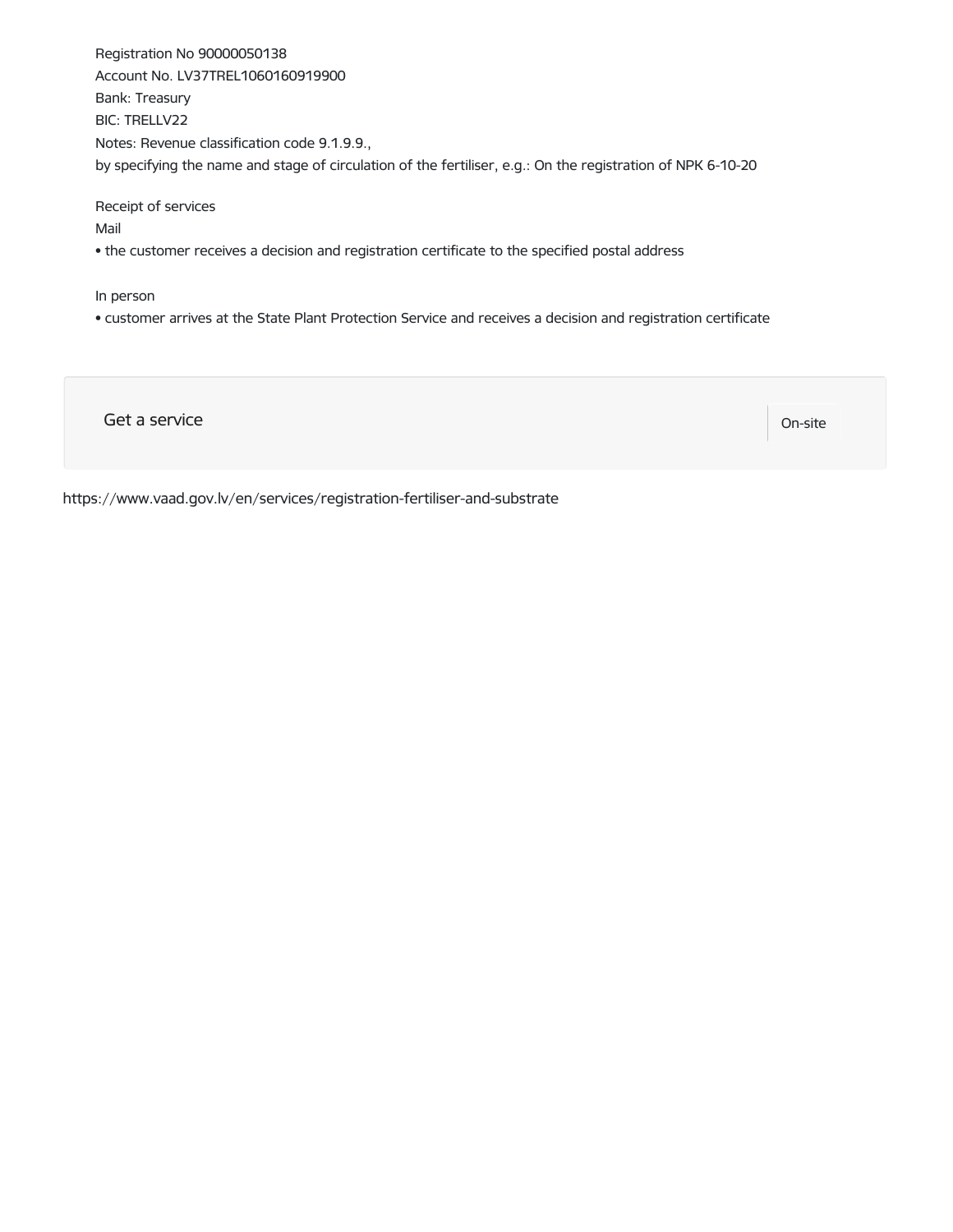Registration No 90000050138
Account No. LV37TREL1060160919900
Bank: Treasury
BIC: TRELLV22
Notes: Revenue classification code 9.1.9.9.,
by specifying the name and stage of circulation of the fertiliser, e.g.: On the registration of NPK 6-10-20

Receipt of services

Mail

- the customer receives a decision and registration certificate to the specified postal address

In person

- customer arrives at the State Plant Protection Service and receives a decision and registration certificate

Get a service

On-site

https://www.vaad.gov.lv/en/services/registration-fertiliser-and-substrate